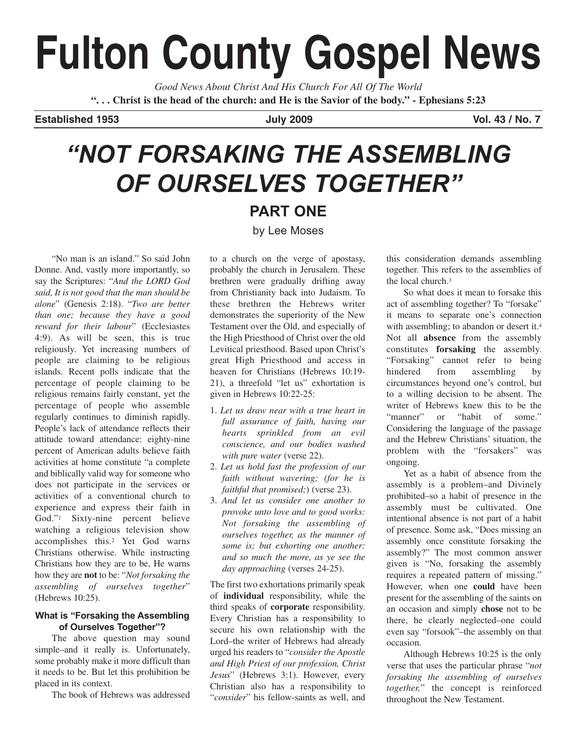# Fulton County Gospel News

*Good News About Christ And His Church For All Of The World*

**". . . Christ is the head of the church: and He is the Savior of the body." - Ephesians 5:23**

**Established 1953** **July 2009** **Vol. 43 / No. 7**

# *"NOT FORSAKING THE ASSEMBLING OF OURSELVES TOGETHER"*

## PART ONE

by Lee Moses

"No man is an island." So said John Donne. And, vastly more importantly, so say the Scriptures: "*And the LORD God said, It is not good that the man should be alone*" (Genesis 2:18). "*Two are better than one; because they have a good reward for their labour*" (Ecclesiastes 4:9). As will be seen, this is true religiously. Yet increasing numbers of people are claiming to be religious islands. Recent polls indicate that the percentage of people claiming to be religious remains fairly constant, yet the percentage of people who assemble regularly continues to diminish rapidly. People's lack of attendance reflects their attitude toward attendance: eighty-nine percent of American adults believe faith activities at home constitute "a complete and biblically valid way for someone who does not participate in the services or activities of a conventional church to experience and express their faith in God."[1] Sixty-nine percent believe watching a religious television show accomplishes this.[2] Yet God warns Christians otherwise. While instructing Christians how they are to be, He warns how they are **not** to be: "*Not forsaking the assembling of ourselves together*" (Hebrews 10:25).

### What is "Forsaking the Assembling of Ourselves Together"?

The above question may sound simple–and it really is. Unfortunately, some probably make it more difficult than it needs to be. But let this prohibition be placed in its context.

The book of Hebrews was addressed to a church on the verge of apostasy, probably the church in Jerusalem. These brethren were gradually drifting away from Christianity back into Judaism. To these brethren the Hebrews writer demonstrates the superiority of the New Testament over the Old, and especially of the High Priesthood of Christ over the old Levitical priesthood. Based upon Christ's great High Priesthood and access in heaven for Christians (Hebrews 10:19-21), a threefold "let us" exhortation is given in Hebrews 10:22-25:

1. *Let us draw near with a true heart in full assurance of faith, having our hearts sprinkled from an evil conscience, and our bodies washed with pure water* (verse 22).
2. *Let us hold fast the profession of our faith without wavering; (for he is faithful that promised;)* (verse 23).
3. *And let us consider one another to provoke unto love and to good works: Not forsaking the assembling of ourselves together, as the manner of some is; but exhorting one another: and so much the more, as ye see the day approaching* (verses 24-25).

The first two exhortations primarily speak of **individual** responsibility, while the third speaks of **corporate** responsibility. Every Christian has a responsibility to secure his own relationship with the Lord–the writer of Hebrews had already urged his readers to "*consider the Apostle and High Priest of our profession, Christ Jesus*" (Hebrews 3:1). However, every Christian also has a responsibility to "*consider*" his fellow-saints as well, and this consideration demands assembling together. This refers to the assemblies of the local church.[3]

So what does it mean to forsake this act of assembling together? To "forsake" it means to separate one's connection with assembling; to abandon or desert it.[4] Not all **absence** from the assembly constitutes **forsaking** the assembly. "Forsaking" cannot refer to being hindered from assembling by circumstances beyond one's control, but to a willing decision to be absent. The writer of Hebrews knew this to be the "manner" or "habit of some." Considering the language of the passage and the Hebrew Christians' situation, the problem with the "forsakers" was ongoing.

Yet as a habit of absence from the assembly is a problem–and Divinely prohibited–so a habit of presence in the assembly must be cultivated. One intentional absence is not part of a habit of presence. Some ask, "Does missing an assembly once constitute forsaking the assembly?" The most common answer given is "No, forsaking the assembly requires a repeated pattern of missing." However, when one **could** have been present for the assembling of the saints on an occasion and simply **chose** not to be there, he clearly neglected–one could even say "forsook"–the assembly on that occasion.

Although Hebrews 10:25 is the only verse that uses the particular phrase "*not forsaking the assembling of ourselves together,*" the concept is reinforced throughout the New Testament.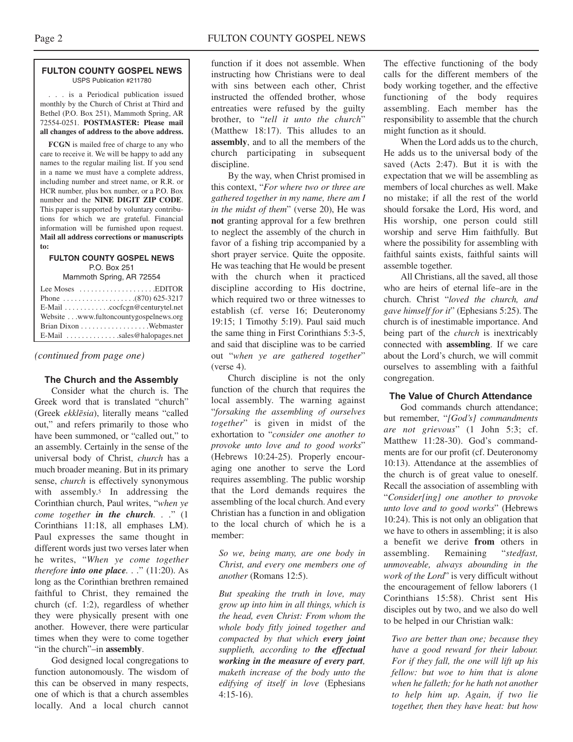**FULTON COUNTY GOSPEL NEWS**
USPS Publication #211780

. . . is a Periodical publication issued monthly by the Church of Christ at Third and Bethel (P.O. Box 251), Mammoth Spring, AR 72554-0251. **POSTMASTER: Please mail all changes of address to the above address.**

**FCGN** is mailed free of charge to any who care to receive it. We will be happy to add any names to the regular mailing list. If you send in a name we must have a complete address, including number and street name, or R.R. or HCR number, plus box number, or a P.O. Box number and the **NINE DIGIT ZIP CODE**. This paper is supported by voluntary contributions for which we are grateful. Financial information will be furnished upon request. **Mail all address corrections or manuscripts to:**

**FULTON COUNTY GOSPEL NEWS**
P.O. Box 251
Mammoth Spring, AR 72554

Lee Moses . . . . . . . . . . . . . . . . . . . .EDITOR
Phone . . . . . . . . . . . . . . . . . . .(870) 625-3217
E-Mail . . . . . . . . . . . .cocfcgn@centurytel.net
Website . . .www.fultoncountygospelnews.org
Brian Dixon . . . . . . . . . . . . . . . . . .Webmaster
E-Mail . . . . . . . . . . . . . .sales@halopages.net

*(continued from page one)*

### The Church and the Assembly

Consider what the church is. The Greek word that is translated "church" (Greek *ekklēsia*), literally means "called out," and refers primarily to those who have been summoned, or "called out," to an assembly. Certainly in the sense of the universal body of Christ, *church* has a much broader meaning. But in its primary sense, *church* is effectively synonymous with assembly.[5] In addressing the Corinthian church, Paul writes, "*when ye come together **in the church**. . .*" (1 Corinthians 11:18, all emphases LM). Paul expresses the same thought in different words just two verses later when he writes, "*When ye come together therefore **into one place**. . .*" (11:20). As long as the Corinthian brethren remained faithful to Christ, they remained the church (cf. 1:2), regardless of whether they were physically present with one another. However, there were particular times when they were to come together "in the church"–in **assembly**.

God designed local congregations to function autonomously. The wisdom of this can be observed in many respects, one of which is that a church assembles locally. And a local church cannot function if it does not assemble. When instructing how Christians were to deal with sins between each other, Christ instructed the offended brother, whose entreaties were refused by the guilty brother, to "*tell it unto the church*" (Matthew 18:17). This alludes to an **assembly**, and to all the members of the church participating in subsequent discipline.

By the way, when Christ promised in this context, "*For where two or three are gathered together in my name, there am I in the midst of them*" (verse 20), He was **not** granting approval for a few brethren to neglect the assembly of the church in favor of a fishing trip accompanied by a short prayer service. Quite the opposite. He was teaching that He would be present with the church when it practiced discipline according to His doctrine, which required two or three witnesses to establish (cf. verse 16; Deuteronomy 19:15; 1 Timothy 5:19). Paul said much the same thing in First Corinthians 5:3-5, and said that discipline was to be carried out "*when ye are gathered together*" (verse 4).

Church discipline is not the only function of the church that requires the local assembly. The warning against "*forsaking the assembling of ourselves together*" is given in midst of the exhortation to "*consider one another to provoke unto love and to good works*" (Hebrews 10:24-25). Properly encouraging one another to serve the Lord requires assembling. The public worship that the Lord demands requires the assembling of the local church. And every Christian has a function in and obligation to the local church of which he is a member:

*So we, being many, are one body in Christ, and every one members one of another* (Romans 12:5).

*But speaking the truth in love, may grow up into him in all things, which is the head, even Christ: From whom the whole body fitly joined together and compacted by that which **every joint** supplieth, according to **the effectual working in the measure of every part**, maketh increase of the body unto the edifying of itself in love* (Ephesians 4:15-16).

The effective functioning of the body calls for the different members of the body working together, and the effective functioning of the body requires assembling. Each member has the responsibility to assemble that the church might function as it should.

When the Lord adds us to the church, He adds us to the universal body of the saved (Acts 2:47). But it is with the expectation that we will be assembling as members of local churches as well. Make no mistake; if all the rest of the world should forsake the Lord, His word, and His worship, one person could still worship and serve Him faithfully. But where the possibility for assembling with faithful saints exists, faithful saints will assemble together.

All Christians, all the saved, all those who are heirs of eternal life–are in the church. Christ "*loved the church, and gave himself for it*" (Ephesians 5:25). The church is of inestimable importance. And being part of the *church* is inextricably connected with **assembling**. If we care about the Lord's church, we will commit ourselves to assembling with a faithful congregation.

### The Value of Church Attendance

God commands church attendance; but remember, "*[God's] commandments are not grievous*" (1 John 5:3; cf. Matthew 11:28-30). God's commandments are for our profit (cf. Deuteronomy 10:13). Attendance at the assemblies of the church is of great value to oneself. Recall the association of assembling with "*Consider[ing] one another to provoke unto love and to good works*" (Hebrews 10:24). This is not only an obligation that we have to others in assembling; it is also a benefit we derive **from** others in assembling. Remaining "*stedfast, unmoveable, always abounding in the work of the Lord*" is very difficult without the encouragement of fellow laborers (1 Corinthians 15:58). Christ sent His disciples out by two, and we also do well to be helped in our Christian walk:

*Two are better than one; because they have a good reward for their labour. For if they fall, the one will lift up his fellow: but woe to him that is alone when he falleth; for he hath not another to help him up. Again, if two lie together, then they have heat: but how*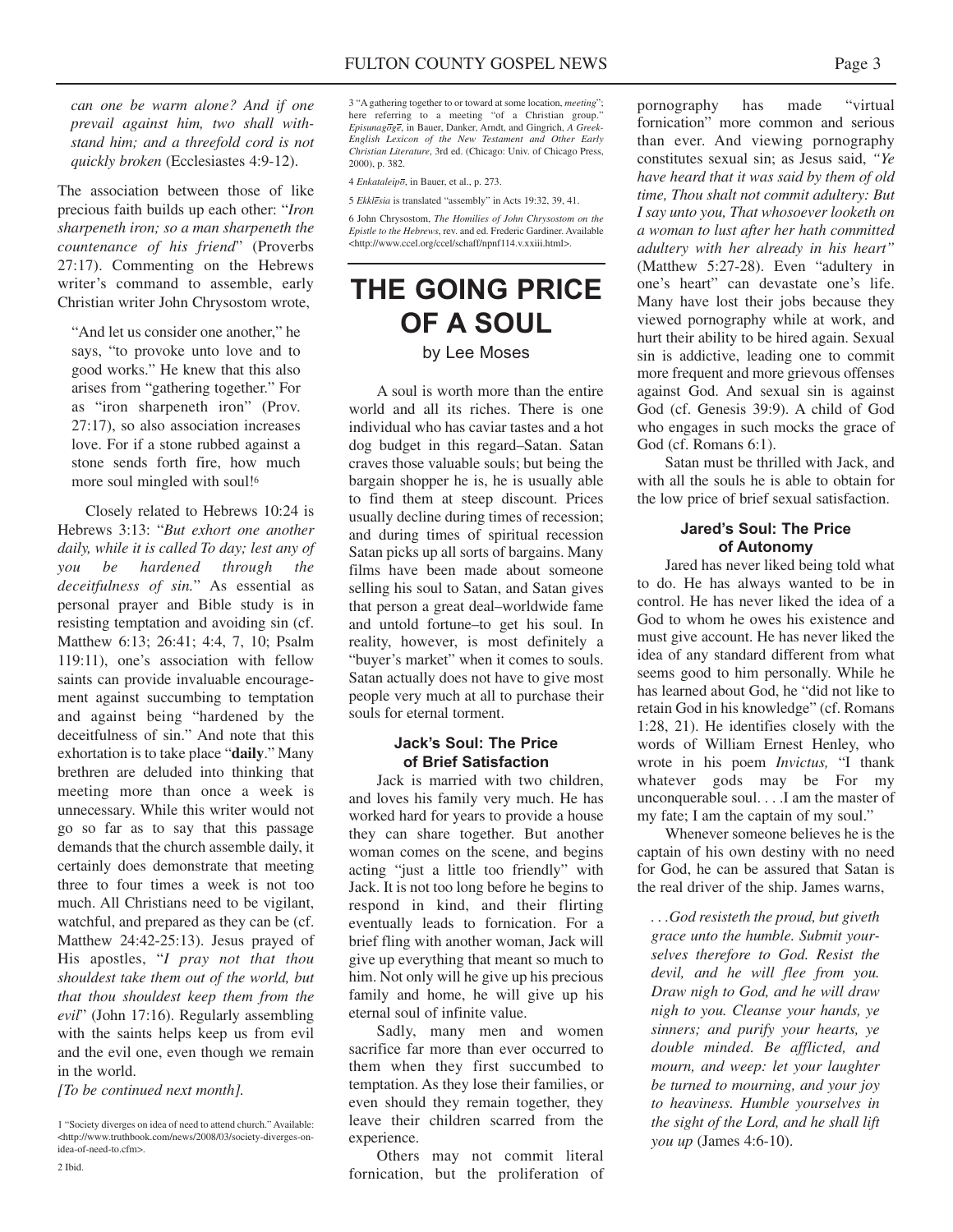*can one be warm alone? And if one prevail against him, two shall withstand him; and a threefold cord is not quickly broken* (Ecclesiastes 4:9-12).

The association between those of like precious faith builds up each other: "*Iron sharpeneth iron; so a man sharpeneth the countenance of his friend*" (Proverbs 27:17). Commenting on the Hebrews writer's command to assemble, early Christian writer John Chrysostom wrote,

> "And let us consider one another," he says, "to provoke unto love and to good works." He knew that this also arises from "gathering together." For as "iron sharpeneth iron" (Prov. 27:17), so also association increases love. For if a stone rubbed against a stone sends forth fire, how much more soul mingled with soul![6]

Closely related to Hebrews 10:24 is Hebrews 3:13: "*But exhort one another daily, while it is called To day; lest any of you be hardened through the deceitfulness of sin.*" As essential as personal prayer and Bible study is in resisting temptation and avoiding sin (cf. Matthew 6:13; 26:41; 4:4, 7, 10; Psalm 119:11), one's association with fellow saints can provide invaluable encouragement against succumbing to temptation and against being "hardened by the deceitfulness of sin." And note that this exhortation is to take place "**daily**." Many brethren are deluded into thinking that meeting more than once a week is unnecessary. While this writer would not go so far as to say that this passage demands that the church assemble daily, it certainly does demonstrate that meeting three to four times a week is not too much. All Christians need to be vigilant, watchful, and prepared as they can be (cf. Matthew 24:42-25:13). Jesus prayed of His apostles, "*I pray not that thou shouldest take them out of the world, but that thou shouldest keep them from the evil*" (John 17:16). Regularly assembling with the saints helps keep us from evil and the evil one, even though we remain in the world.

*[To be continued next month].*

1 "Society diverges on idea of need to attend church." Available: <http://www.truthbook.com/news/2008/03/society-diverges-on-idea-of-need-to.cfm>.

2 Ibid.

3 "A gathering together to or toward at some location, *meeting*"; here referring to a meeting "of a Christian group." *Episunagōgē*, in Bauer, Danker, Arndt, and Gingrich, *A Greek-English Lexicon of the New Testament and Other Early Christian Literature*, 3rd ed. (Chicago: Univ. of Chicago Press, 2000), p. 382.

4 *Enkataleipō*, in Bauer, et al., p. 273.

5 *Ekklēsia* is translated "assembly" in Acts 19:32, 39, 41.

6 John Chrysostom, *The Homilies of John Chrysostom on the Epistle to the Hebrews*, rev. and ed. Frederic Gardiner. Available <http://www.ccel.org/ccel/schaff/npnf114.v.xxiii.html>.

# THE GOING PRICE OF A SOUL

by Lee Moses

A soul is worth more than the entire world and all its riches. There is one individual who has caviar tastes and a hot dog budget in this regard–Satan. Satan craves those valuable souls; but being the bargain shopper he is, he is usually able to find them at steep discount. Prices usually decline during times of recession; and during times of spiritual recession Satan picks up all sorts of bargains. Many films have been made about someone selling his soul to Satan, and Satan gives that person a great deal–worldwide fame and untold fortune–to get his soul. In reality, however, is most definitely a "buyer's market" when it comes to souls. Satan actually does not have to give most people very much at all to purchase their souls for eternal torment.

### Jack's Soul: The Price of Brief Satisfaction

Jack is married with two children, and loves his family very much. He has worked hard for years to provide a house they can share together. But another woman comes on the scene, and begins acting "just a little too friendly" with Jack. It is not too long before he begins to respond in kind, and their flirting eventually leads to fornication. For a brief fling with another woman, Jack will give up everything that meant so much to him. Not only will he give up his precious family and home, he will give up his eternal soul of infinite value.

Sadly, many men and women sacrifice far more than ever occurred to them when they first succumbed to temptation. As they lose their families, or even should they remain together, they leave their children scarred from the experience.

Others may not commit literal fornication, but the proliferation of pornography has made "virtual fornication" more common and serious than ever. And viewing pornography constitutes sexual sin; as Jesus said, *"Ye have heard that it was said by them of old time, Thou shalt not commit adultery: But I say unto you, That whosoever looketh on a woman to lust after her hath committed adultery with her already in his heart"* (Matthew 5:27-28). Even "adultery in one's heart" can devastate one's life. Many have lost their jobs because they viewed pornography while at work, and hurt their ability to be hired again. Sexual sin is addictive, leading one to commit more frequent and more grievous offenses against God. And sexual sin is against God (cf. Genesis 39:9). A child of God who engages in such mocks the grace of God (cf. Romans 6:1).

Satan must be thrilled with Jack, and with all the souls he is able to obtain for the low price of brief sexual satisfaction.

### Jared's Soul: The Price of Autonomy

Jared has never liked being told what to do. He has always wanted to be in control. He has never liked the idea of a God to whom he owes his existence and must give account. He has never liked the idea of any standard different from what seems good to him personally. While he has learned about God, he "did not like to retain God in his knowledge" (cf. Romans 1:28, 21). He identifies closely with the words of William Ernest Henley, who wrote in his poem *Invictus,* "I thank whatever gods may be For my unconquerable soul. . . .I am the master of my fate; I am the captain of my soul."

Whenever someone believes he is the captain of his own destiny with no need for God, he can be assured that Satan is the real driver of the ship. James warns,

> *. . .God resisteth the proud, but giveth grace unto the humble. Submit yourselves therefore to God. Resist the devil, and he will flee from you. Draw nigh to God, and he will draw nigh to you. Cleanse your hands, ye sinners; and purify your hearts, ye double minded. Be afflicted, and mourn, and weep: let your laughter be turned to mourning, and your joy to heaviness. Humble yourselves in the sight of the Lord, and he shall lift you up* (James 4:6-10).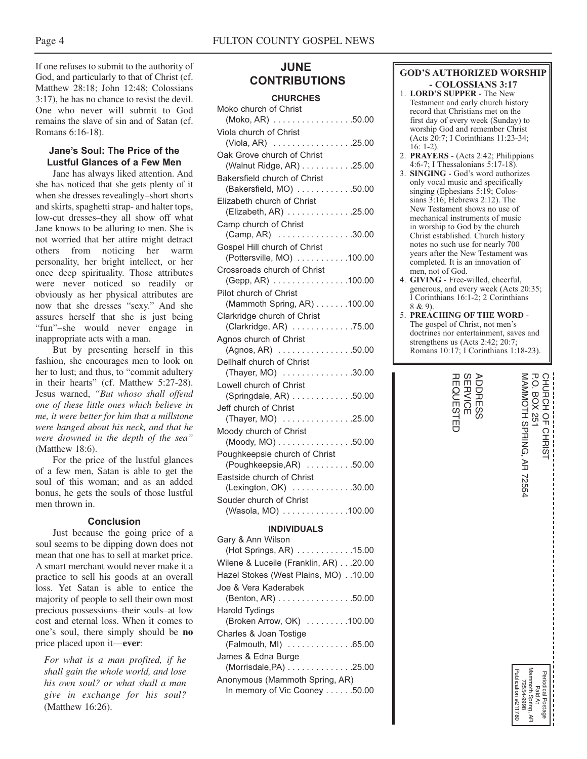If one refuses to submit to the authority of God, and particularly to that of Christ (cf. Matthew 28:18; John 12:48; Colossians 3:17), he has no chance to resist the devil. One who never will submit to God remains the slave of sin and of Satan (cf. Romans 6:16-18).

### Jane's Soul: The Price of the Lustful Glances of a Few Men

Jane has always liked attention. And she has noticed that she gets plenty of it when she dresses revealingly–short shorts and skirts, spaghetti strap- and halter tops, low-cut dresses–they all show off what Jane knows to be alluring to men. She is not worried that her attire might detract others from noticing her warm personality, her bright intellect, or her once deep spirituality. Those attributes were never noticed so readily or obviously as her physical attributes are now that she dresses "sexy." And she assures herself that she is just being "fun"–she would never engage in inappropriate acts with a man.

But by presenting herself in this fashion, she encourages men to look on her to lust; and thus, to "commit adultery in their hearts" (cf. Matthew 5:27-28). Jesus warned, *"But whoso shall offend one of these little ones which believe in me, it were better for him that a millstone were hanged about his neck, and that he were drowned in the depth of the sea"* (Matthew 18:6).

For the price of the lustful glances of a few men, Satan is able to get the soul of this woman; and as an added bonus, he gets the souls of those lustful men thrown in.

### Conclusion

Just because the going price of a soul seems to be dipping down does not mean that one has to sell at market price. A smart merchant would never make it a practice to sell his goods at an overall loss. Yet Satan is able to entice the majority of people to sell their own most precious possessions–their souls–at low cost and eternal loss. When it comes to one's soul, there simply should be **no** price placed upon it—**ever**:

> *For what is a man profited, if he shall gain the whole world, and lose his own soul? or what shall a man give in exchange for his soul?* (Matthew 16:26).

## JUNE CONTRIBUTIONS

### CHURCHES

Moko church of Christ (Moko, AR) . . . . . . . . . . . . . . . . .50.00
Viola church of Christ (Viola, AR) . . . . . . . . . . . . . . . . .25.00
Oak Grove church of Christ (Walnut Ridge, AR) . . . . . . . . . . .25.00
Bakersfield church of Christ (Bakersfield, MO) . . . . . . . . . . . .50.00
Elizabeth church of Christ (Elizabeth, AR) . . . . . . . . . . . . . .25.00
Camp church of Christ (Camp, AR) . . . . . . . . . . . . . . . .30.00
Gospel Hill church of Christ (Pottersville, MO) . . . . . . . . . . .100.00
Crossroads church of Christ (Gepp, AR) . . . . . . . . . . . . . . . .100.00
Pilot church of Christ (Mammoth Spring, AR) . . . . . . .100.00
Clarkridge church of Christ (Clarkridge, AR) . . . . . . . . . . . . .75.00
Agnos church of Christ (Agnos, AR) . . . . . . . . . . . . . . . .50.00
Dellhalf church of Christ (Thayer, MO) . . . . . . . . . . . . . . .30.00
Lowell church of Christ (Springdale, AR) . . . . . . . . . . . . .50.00
Jeff church of Christ (Thayer, MO) . . . . . . . . . . . . . . .25.00
Moody church of Christ (Moody, MO) . . . . . . . . . . . . . . . .50.00
Poughkeepsie church of Christ (Poughkeepsie,AR) . . . . . . . . . .50.00
Eastside church of Christ (Lexington, OK) . . . . . . . . . . . . .30.00
Souder church of Christ (Wasola, MO) . . . . . . . . . . . . . .100.00

### INDIVIDUALS

Gary & Ann Wilson (Hot Springs, AR) . . . . . . . . . . . .15.00
Wilene & Luceile (Franklin, AR) . . .20.00
Hazel Stokes (West Plains, MO) . .10.00
Joe & Vera Kaderabek (Benton, AR) . . . . . . . . . . . . . . . .50.00
Harold Tydings (Broken Arrow, OK) . . . . . . . . .100.00
Charles & Joan Tostige (Falmouth, MI) . . . . . . . . . . . . . .65.00
James & Edna Burge (Morrisdale,PA) . . . . . . . . . . . . . .25.00
Anonymous (Mammoth Spring, AR) In memory of Vic Cooney . . . . . .50.00

## GOD'S AUTHORIZED WORSHIP - COLOSSIANS 3:17

1. **LORD'S SUPPER** - The New Testament and early church history record that Christians met on the first day of every week (Sunday) to worship God and remember Christ (Acts 20:7; I Corinthians 11:23-34; 16: 1-2).
2. **PRAYERS** - (Acts 2:42; Philippians 4:6-7; I Thessalonians 5:17-18).
3. **SINGING** - God's word authorizes only vocal music and specifically singing (Ephesians 5:19; Colossians 3:16; Hebrews 2:12). The New Testament shows no use of mechanical instruments of music in worship to God by the church Christ established. Church history notes no such use for nearly 700 years after the New Testament was completed. It is an innovation of men, not of God.
4. **GIVING** - Free-willed, cheerful, generous, and every week (Acts 20:35; I Corinthians 16:1-2; 2 Corinthians 8 & 9).
5. **PREACHING OF THE WORD** - The gospel of Christ, not men's doctrines nor entertainment, saves and strengthens us (Acts 2:42; 20:7; Romans 10:17; I Corinthians 1:18-23).

CHURCH OF CHRIST
P.O. BOX 251
MAMMOTH SPRING, AR 72554

ADDRESS SERVICE REQUESTED

Periodical Postage Paid At Mammoth Spring, AR 72554-9998 Publication #211780